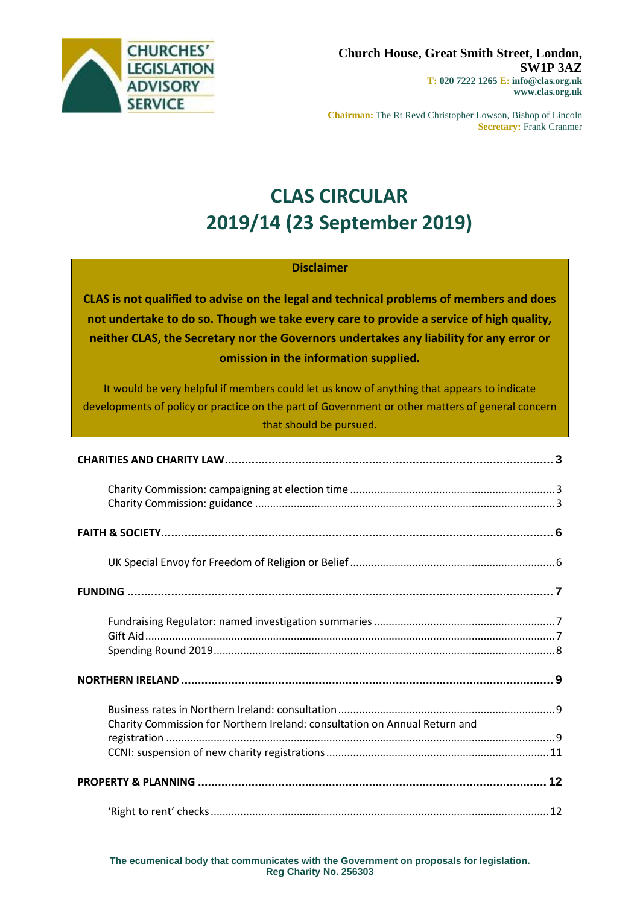CHURCHES' LEGISLATION ADVISORY SERVICE

**Church House, Great Smith Street, London, SW1P 3AZ**
**T: 020 7222 1265 E: info@clas.org.uk**
**www.clas.org.uk**

**Chairman:** The Rt Revd Christopher Lowson, Bishop of Lincoln
**Secretary:** Frank Cranmer

# CLAS CIRCULAR
# 2019/14 (23 September 2019)

**Disclaimer**

**CLAS is not qualified to advise on the legal and technical problems of members and does not undertake to do so. Though we take every care to provide a service of high quality, neither CLAS, the Secretary nor the Governors undertakes any liability for any error or omission in the information supplied.**

It would be very helpful if members could let us know of anything that appears to indicate developments of policy or practice on the part of Government or other matters of general concern that should be pursued.

**CHARITIES AND CHARITY LAW** .......... **3**

- Charity Commission: campaigning at election time .......... 3
- Charity Commission: guidance .......... 3

**FAITH & SOCIETY** .......... **6**

- UK Special Envoy for Freedom of Religion or Belief .......... 6

**FUNDING** .......... **7**

- Fundraising Regulator: named investigation summaries .......... 7
- Gift Aid .......... 7
- Spending Round 2019 .......... 8

**NORTHERN IRELAND** .......... **9**

- Business rates in Northern Ireland: consultation .......... 9
- Charity Commission for Northern Ireland: consultation on Annual Return and registration .......... 9
- CCNI: suspension of new charity registrations .......... 11

**PROPERTY & PLANNING** .......... **12**

- 'Right to rent' checks .......... 12

**The ecumenical body that communicates with the Government on proposals for legislation.**
**Reg Charity No. 256303**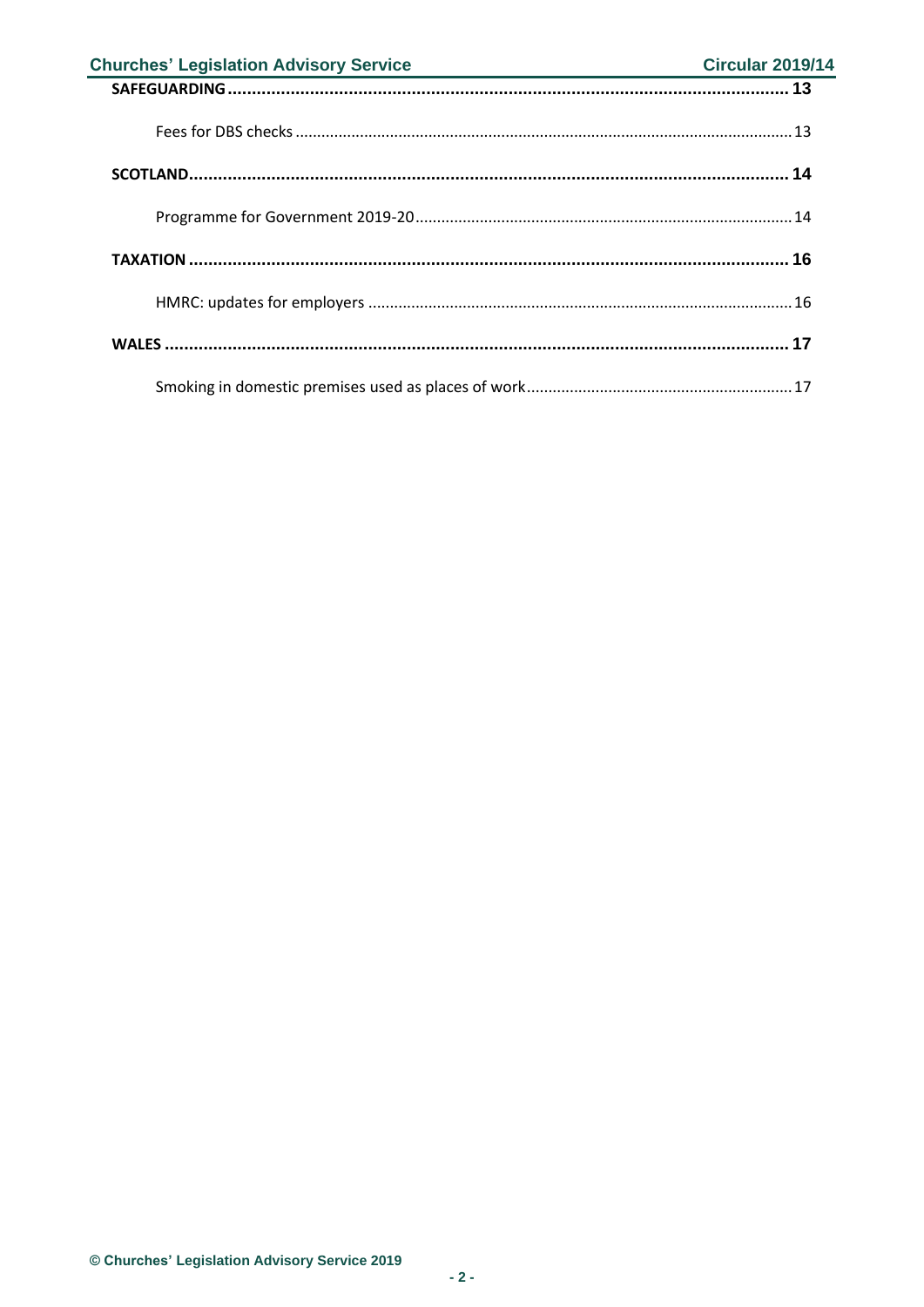**SAFEGUARDING** ........................................................................................................ **13**

Fees for DBS checks .................................................................................................... 13

**SCOTLAND** ................................................................................................................ **14**

Programme for Government 2019-20 ......................................................................... 14

**TAXATION** ................................................................................................................ **16**

HMRC: updates for employers .................................................................................... 16

**WALES** ...................................................................................................................... **17**

Smoking in domestic premises used as places of work .............................................. 17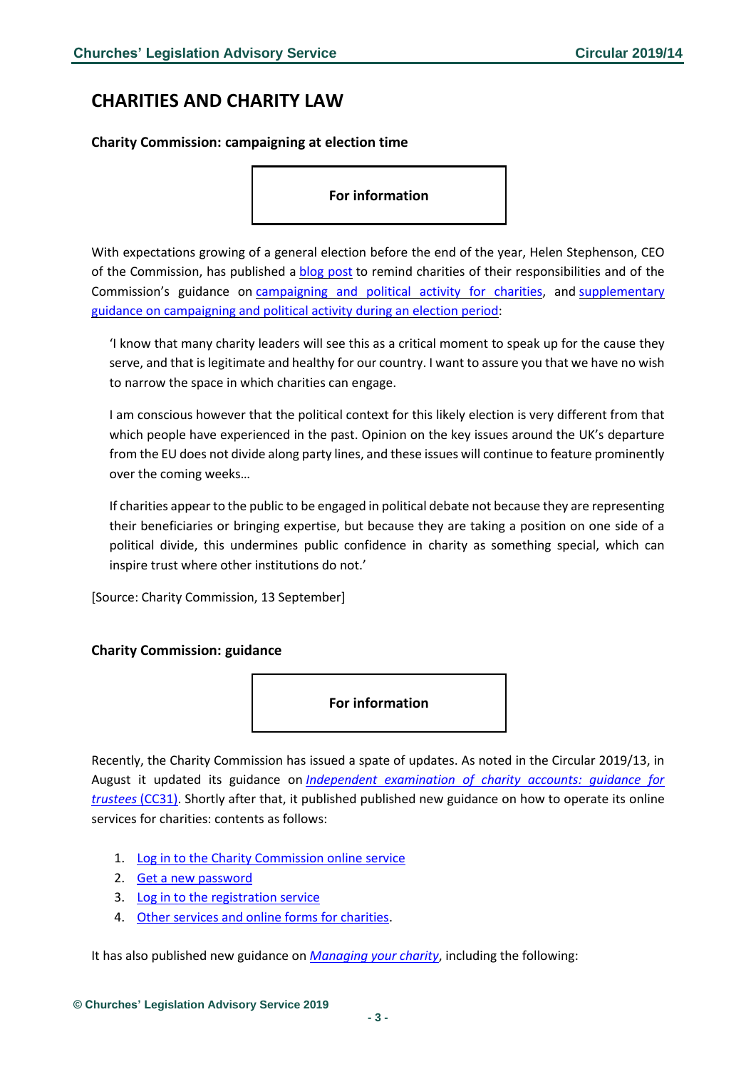# CHARITIES AND CHARITY LAW

### Charity Commission: campaigning at election time

**For information**

With expectations growing of a general election before the end of the year, Helen Stephenson, CEO of the Commission, has published a blog post to remind charities of their responsibilities and of the Commission's guidance on campaigning and political activity for charities, and supplementary guidance on campaigning and political activity during an election period:

> 'I know that many charity leaders will see this as a critical moment to speak up for the cause they serve, and that is legitimate and healthy for our country. I want to assure you that we have no wish to narrow the space in which charities can engage.
>
> I am conscious however that the political context for this likely election is very different from that which people have experienced in the past. Opinion on the key issues around the UK's departure from the EU does not divide along party lines, and these issues will continue to feature prominently over the coming weeks…
>
> If charities appear to the public to be engaged in political debate not because they are representing their beneficiaries or bringing expertise, but because they are taking a position on one side of a political divide, this undermines public confidence in charity as something special, which can inspire trust where other institutions do not.'

[Source: Charity Commission, 13 September]

### Charity Commission: guidance

**For information**

Recently, the Charity Commission has issued a spate of updates. As noted in the Circular 2019/13, in August it updated its guidance on *Independent examination of charity accounts: guidance for trustees* (CC31). Shortly after that, it published published new guidance on how to operate its online services for charities: contents as follows:

1. Log in to the Charity Commission online service
2. Get a new password
3. Log in to the registration service
4. Other services and online forms for charities.

It has also published new guidance on *Managing your charity*, including the following: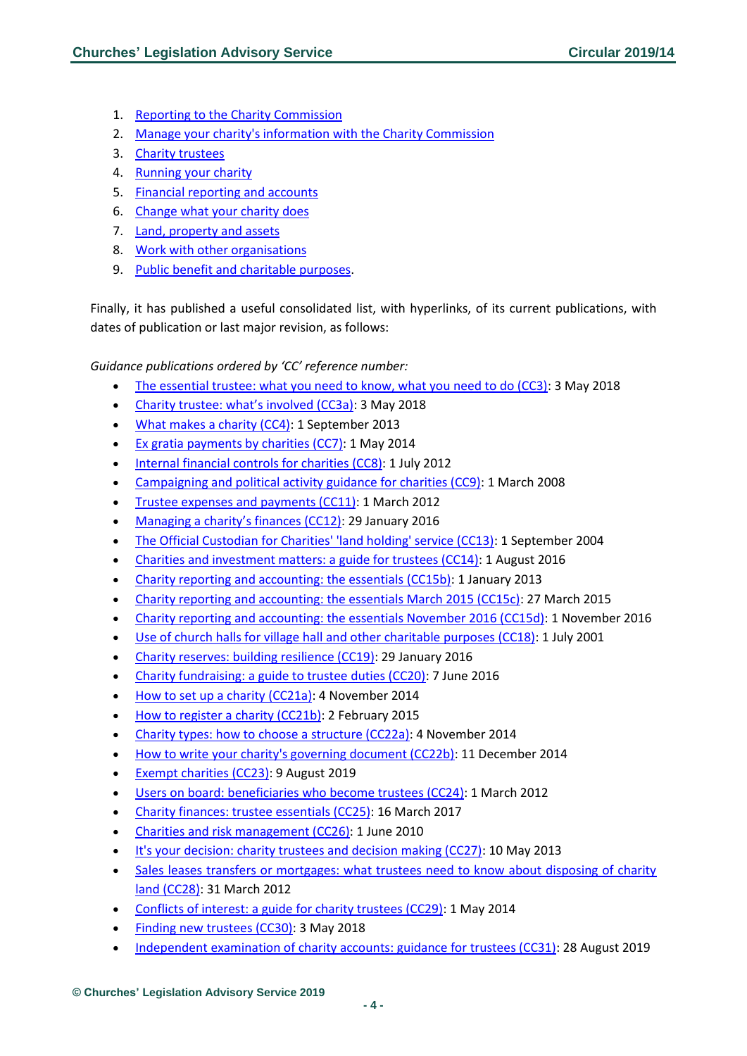1. Reporting to the Charity Commission
2. Manage your charity's information with the Charity Commission
3. Charity trustees
4. Running your charity
5. Financial reporting and accounts
6. Change what your charity does
7. Land, property and assets
8. Work with other organisations
9. Public benefit and charitable purposes.

Finally, it has published a useful consolidated list, with hyperlinks, of its current publications, with dates of publication or last major revision, as follows:

*Guidance publications ordered by 'CC' reference number:*

- The essential trustee: what you need to know, what you need to do (CC3): 3 May 2018
- Charity trustee: what's involved (CC3a): 3 May 2018
- What makes a charity (CC4): 1 September 2013
- Ex gratia payments by charities (CC7): 1 May 2014
- Internal financial controls for charities (CC8): 1 July 2012
- Campaigning and political activity guidance for charities (CC9): 1 March 2008
- Trustee expenses and payments (CC11): 1 March 2012
- Managing a charity's finances (CC12): 29 January 2016
- The Official Custodian for Charities' 'land holding' service (CC13): 1 September 2004
- Charities and investment matters: a guide for trustees (CC14): 1 August 2016
- Charity reporting and accounting: the essentials (CC15b): 1 January 2013
- Charity reporting and accounting: the essentials March 2015 (CC15c): 27 March 2015
- Charity reporting and accounting: the essentials November 2016 (CC15d): 1 November 2016
- Use of church halls for village hall and other charitable purposes (CC18): 1 July 2001
- Charity reserves: building resilience (CC19): 29 January 2016
- Charity fundraising: a guide to trustee duties (CC20): 7 June 2016
- How to set up a charity (CC21a): 4 November 2014
- How to register a charity (CC21b): 2 February 2015
- Charity types: how to choose a structure (CC22a): 4 November 2014
- How to write your charity's governing document (CC22b): 11 December 2014
- Exempt charities (CC23): 9 August 2019
- Users on board: beneficiaries who become trustees (CC24): 1 March 2012
- Charity finances: trustee essentials (CC25): 16 March 2017
- Charities and risk management (CC26): 1 June 2010
- It's your decision: charity trustees and decision making (CC27): 10 May 2013
- Sales leases transfers or mortgages: what trustees need to know about disposing of charity land (CC28): 31 March 2012
- Conflicts of interest: a guide for charity trustees (CC29): 1 May 2014
- Finding new trustees (CC30): 3 May 2018
- Independent examination of charity accounts: guidance for trustees (CC31): 28 August 2019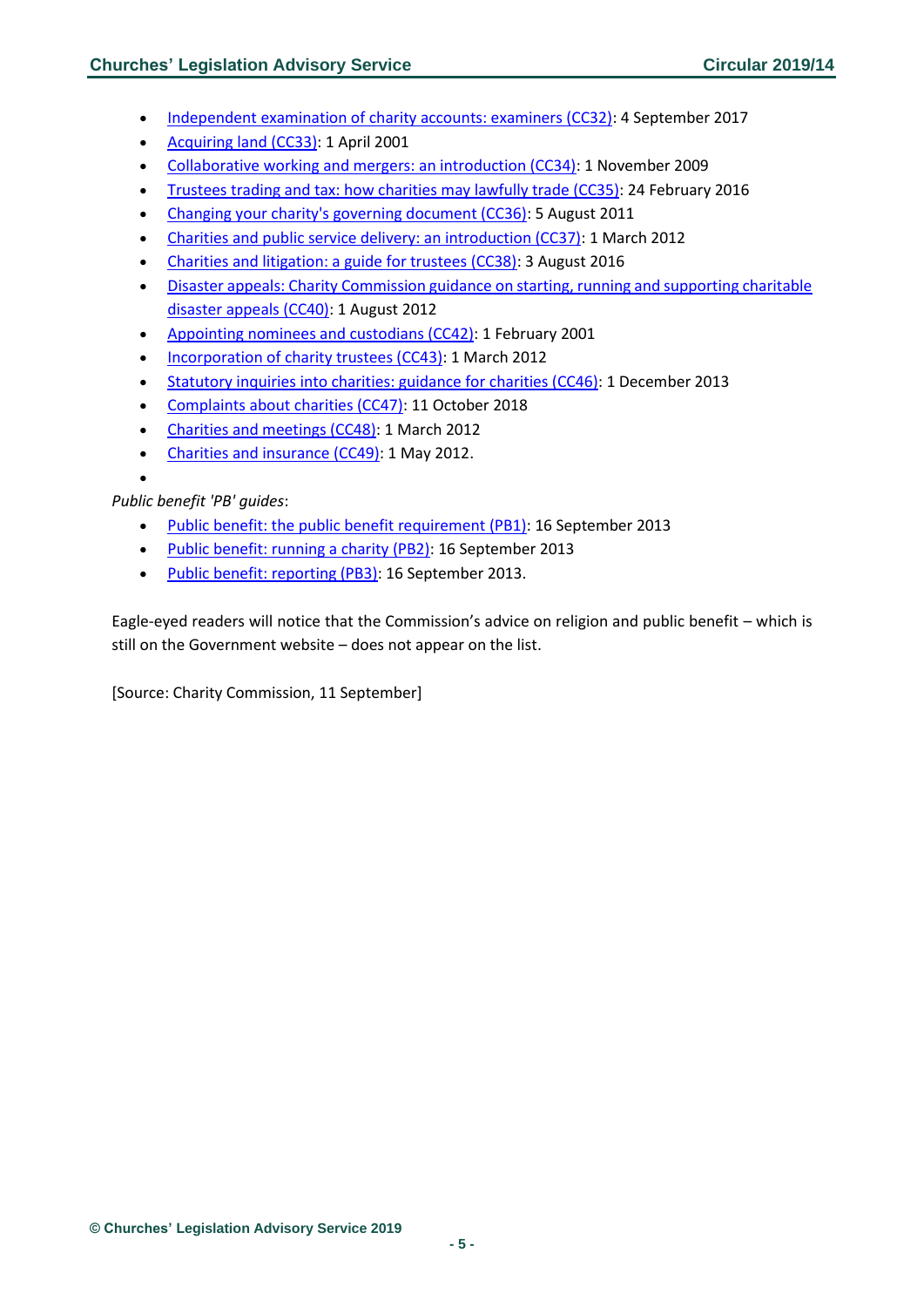- Independent examination of charity accounts: examiners (CC32): 4 September 2017
- Acquiring land (CC33): 1 April 2001
- Collaborative working and mergers: an introduction (CC34): 1 November 2009
- Trustees trading and tax: how charities may lawfully trade (CC35): 24 February 2016
- Changing your charity's governing document (CC36): 5 August 2011
- Charities and public service delivery: an introduction (CC37): 1 March 2012
- Charities and litigation: a guide for trustees (CC38): 3 August 2016
- Disaster appeals: Charity Commission guidance on starting, running and supporting charitable disaster appeals (CC40): 1 August 2012
- Appointing nominees and custodians (CC42): 1 February 2001
- Incorporation of charity trustees (CC43): 1 March 2012
- Statutory inquiries into charities: guidance for charities (CC46): 1 December 2013
- Complaints about charities (CC47): 11 October 2018
- Charities and meetings (CC48): 1 March 2012
- Charities and insurance (CC49): 1 May 2012.

*Public benefit 'PB' guides*:

- Public benefit: the public benefit requirement (PB1): 16 September 2013
- Public benefit: running a charity (PB2): 16 September 2013
- Public benefit: reporting (PB3): 16 September 2013.

Eagle-eyed readers will notice that the Commission's advice on religion and public benefit – which is still on the Government website – does not appear on the list.

[Source: Charity Commission, 11 September]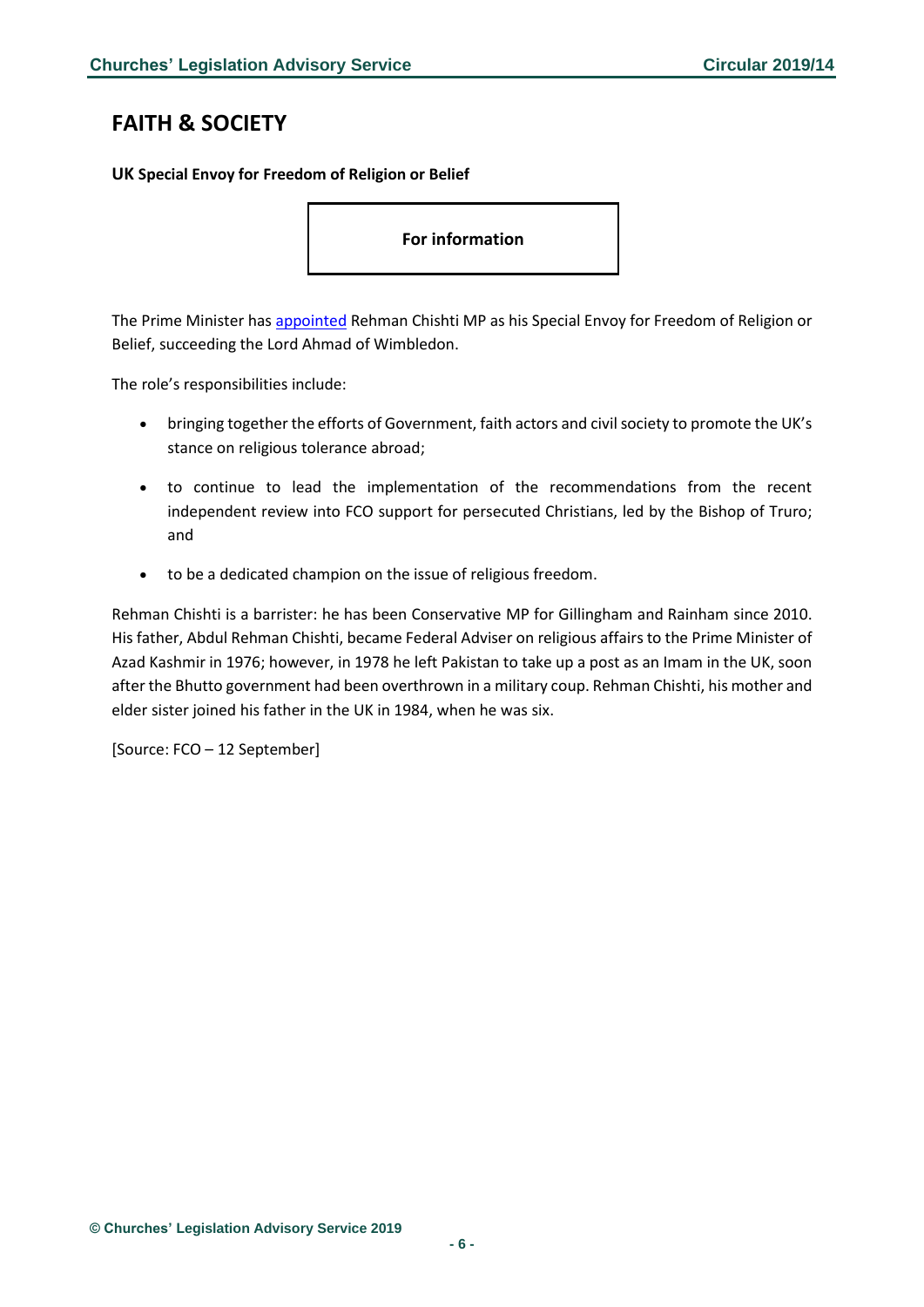# FAITH & SOCIETY

**UK Special Envoy for Freedom of Religion or Belief**

**For information**

The Prime Minister has appointed Rehman Chishti MP as his Special Envoy for Freedom of Religion or Belief, succeeding the Lord Ahmad of Wimbledon.

The role's responsibilities include:

- bringing together the efforts of Government, faith actors and civil society to promote the UK's stance on religious tolerance abroad;
- to continue to lead the implementation of the recommendations from the recent independent review into FCO support for persecuted Christians, led by the Bishop of Truro; and
- to be a dedicated champion on the issue of religious freedom.

Rehman Chishti is a barrister: he has been Conservative MP for Gillingham and Rainham since 2010. His father, Abdul Rehman Chishti, became Federal Adviser on religious affairs to the Prime Minister of Azad Kashmir in 1976; however, in 1978 he left Pakistan to take up a post as an Imam in the UK, soon after the Bhutto government had been overthrown in a military coup. Rehman Chishti, his mother and elder sister joined his father in the UK in 1984, when he was six.

[Source: FCO – 12 September]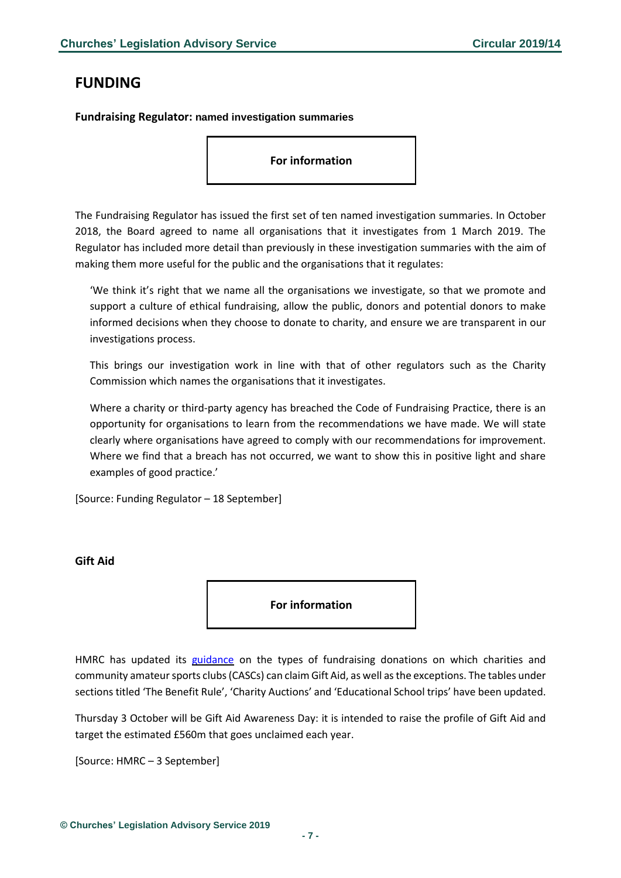# FUNDING

**Fundraising Regulator: named investigation summaries**

**For information**

The Fundraising Regulator has issued the first set of ten named investigation summaries. In October 2018, the Board agreed to name all organisations that it investigates from 1 March 2019. The Regulator has included more detail than previously in these investigation summaries with the aim of making them more useful for the public and the organisations that it regulates:

> 'We think it's right that we name all the organisations we investigate, so that we promote and support a culture of ethical fundraising, allow the public, donors and potential donors to make informed decisions when they choose to donate to charity, and ensure we are transparent in our investigations process.
>
> This brings our investigation work in line with that of other regulators such as the Charity Commission which names the organisations that it investigates.
>
> Where a charity or third-party agency has breached the Code of Fundraising Practice, there is an opportunity for organisations to learn from the recommendations we have made. We will state clearly where organisations have agreed to comply with our recommendations for improvement. Where we find that a breach has not occurred, we want to show this in positive light and share examples of good practice.'

[Source: Funding Regulator – 18 September]

**Gift Aid**

**For information**

HMRC has updated its guidance on the types of fundraising donations on which charities and community amateur sports clubs (CASCs) can claim Gift Aid, as well as the exceptions. The tables under sections titled 'The Benefit Rule', 'Charity Auctions' and 'Educational School trips' have been updated.

Thursday 3 October will be Gift Aid Awareness Day: it is intended to raise the profile of Gift Aid and target the estimated £560m that goes unclaimed each year.

[Source: HMRC – 3 September]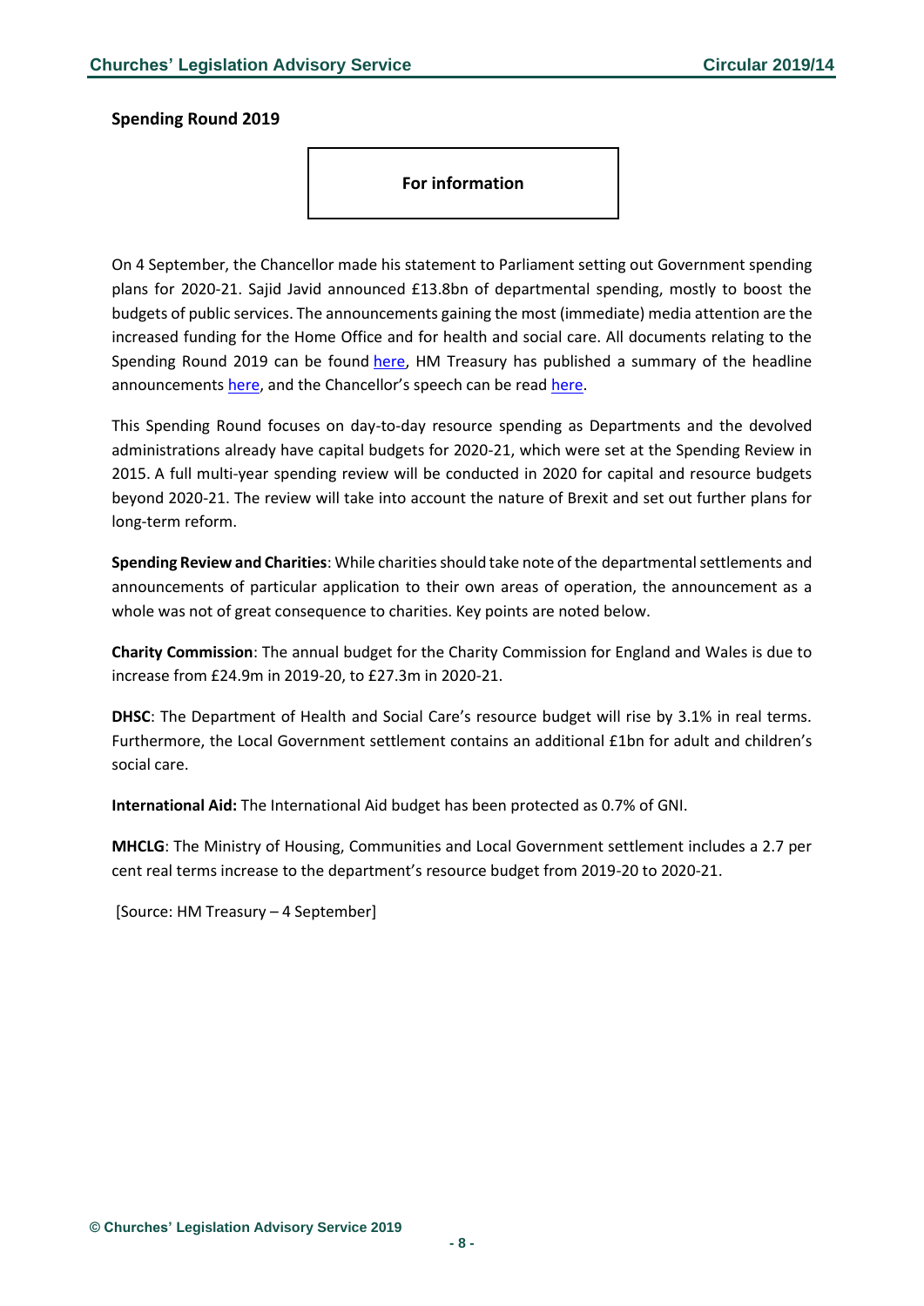## Spending Round 2019

**For information**

On 4 September, the Chancellor made his statement to Parliament setting out Government spending plans for 2020-21. Sajid Javid announced £13.8bn of departmental spending, mostly to boost the budgets of public services. The announcements gaining the most (immediate) media attention are the increased funding for the Home Office and for health and social care. All documents relating to the Spending Round 2019 can be found here, HM Treasury has published a summary of the headline announcements here, and the Chancellor's speech can be read here.

This Spending Round focuses on day-to-day resource spending as Departments and the devolved administrations already have capital budgets for 2020-21, which were set at the Spending Review in 2015. A full multi-year spending review will be conducted in 2020 for capital and resource budgets beyond 2020-21. The review will take into account the nature of Brexit and set out further plans for long-term reform.

**Spending Review and Charities**: While charities should take note of the departmental settlements and announcements of particular application to their own areas of operation, the announcement as a whole was not of great consequence to charities. Key points are noted below.

**Charity Commission**: The annual budget for the Charity Commission for England and Wales is due to increase from £24.9m in 2019-20, to £27.3m in 2020-21.

**DHSC**: The Department of Health and Social Care's resource budget will rise by 3.1% in real terms. Furthermore, the Local Government settlement contains an additional £1bn for adult and children's social care.

**International Aid:** The International Aid budget has been protected as 0.7% of GNI.

**MHCLG**: The Ministry of Housing, Communities and Local Government settlement includes a 2.7 per cent real terms increase to the department's resource budget from 2019-20 to 2020-21.

[Source: HM Treasury – 4 September]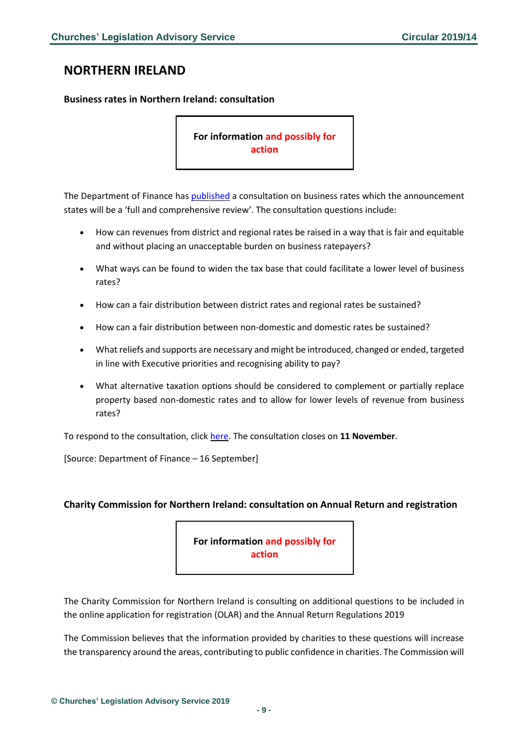## NORTHERN IRELAND

### Business rates in Northern Ireland: consultation

**For information and possibly for action**

The Department of Finance has published a consultation on business rates which the announcement states will be a 'full and comprehensive review'. The consultation questions include:

- How can revenues from district and regional rates be raised in a way that is fair and equitable and without placing an unacceptable burden on business ratepayers?
- What ways can be found to widen the tax base that could facilitate a lower level of business rates?
- How can a fair distribution between district rates and regional rates be sustained?
- How can a fair distribution between non-domestic and domestic rates be sustained?
- What reliefs and supports are necessary and might be introduced, changed or ended, targeted in line with Executive priorities and recognising ability to pay?
- What alternative taxation options should be considered to complement or partially replace property based non-domestic rates and to allow for lower levels of revenue from business rates?

To respond to the consultation, click here. The consultation closes on **11 November**.

[Source: Department of Finance – 16 September]

### Charity Commission for Northern Ireland: consultation on Annual Return and registration

**For information and possibly for action**

The Charity Commission for Northern Ireland is consulting on additional questions to be included in the online application for registration (OLAR) and the Annual Return Regulations 2019

The Commission believes that the information provided by charities to these questions will increase the transparency around the areas, contributing to public confidence in charities. The Commission will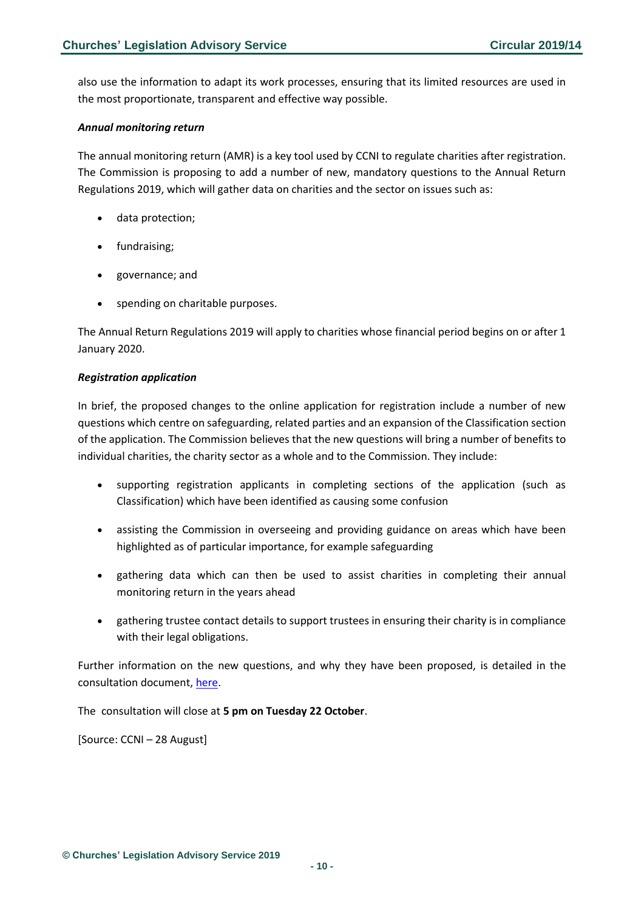also use the information to adapt its work processes, ensuring that its limited resources are used in the most proportionate, transparent and effective way possible.

***Annual monitoring return***

The annual monitoring return (AMR) is a key tool used by CCNI to regulate charities after registration. The Commission is proposing to add a number of new, mandatory questions to the Annual Return Regulations 2019, which will gather data on charities and the sector on issues such as:

- data protection;
- fundraising;
- governance; and
- spending on charitable purposes.

The Annual Return Regulations 2019 will apply to charities whose financial period begins on or after 1 January 2020.

***Registration application***

In brief, the proposed changes to the online application for registration include a number of new questions which centre on safeguarding, related parties and an expansion of the Classification section of the application. The Commission believes that the new questions will bring a number of benefits to individual charities, the charity sector as a whole and to the Commission. They include:

- supporting registration applicants in completing sections of the application (such as Classification) which have been identified as causing some confusion
- assisting the Commission in overseeing and providing guidance on areas which have been highlighted as of particular importance, for example safeguarding
- gathering data which can then be used to assist charities in completing their annual monitoring return in the years ahead
- gathering trustee contact details to support trustees in ensuring their charity is in compliance with their legal obligations.

Further information on the new questions, and why they have been proposed, is detailed in the consultation document, here.

The consultation will close at **5 pm on Tuesday 22 October**.

[Source: CCNI – 28 August]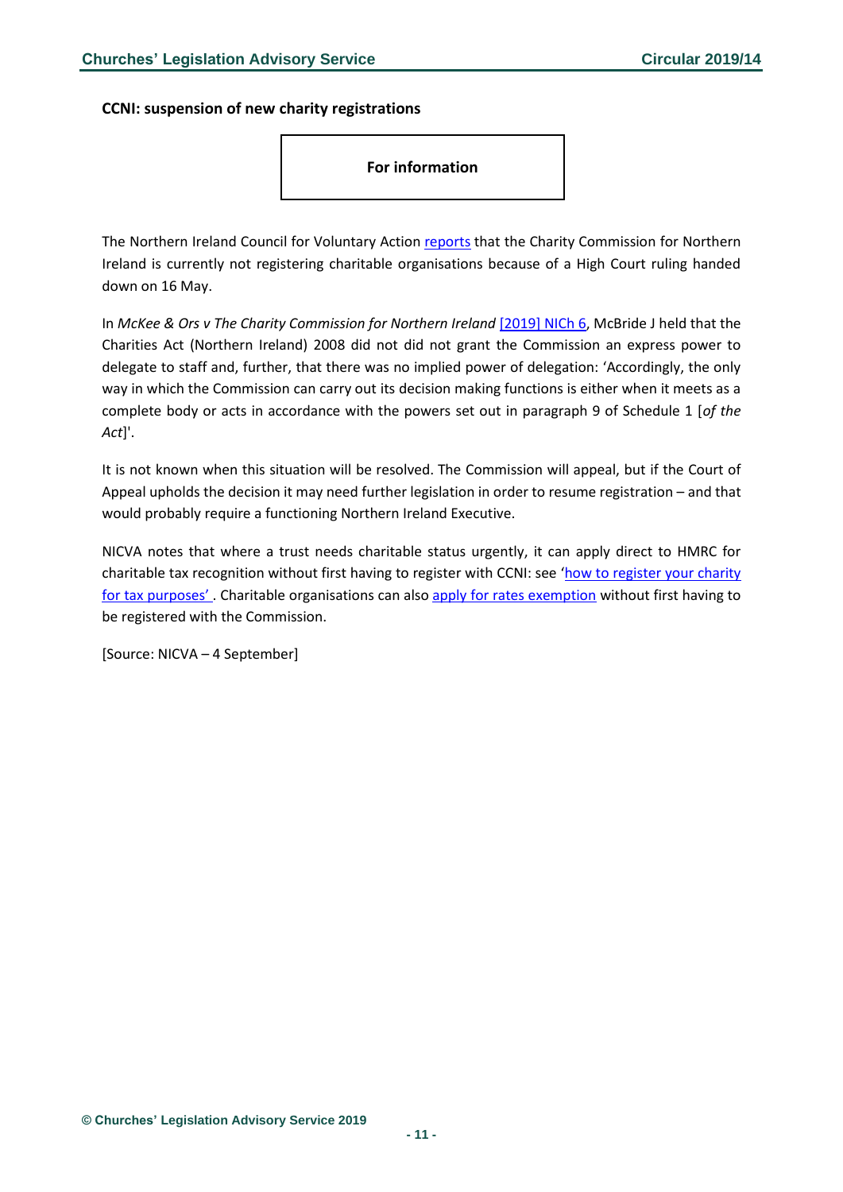### CCNI: suspension of new charity registrations

**For information**

The Northern Ireland Council for Voluntary Action reports that the Charity Commission for Northern Ireland is currently not registering charitable organisations because of a High Court ruling handed down on 16 May.

In *McKee & Ors v The Charity Commission for Northern Ireland* [2019] NICh 6, McBride J held that the Charities Act (Northern Ireland) 2008 did not did not grant the Commission an express power to delegate to staff and, further, that there was no implied power of delegation: 'Accordingly, the only way in which the Commission can carry out its decision making functions is either when it meets as a complete body or acts in accordance with the powers set out in paragraph 9 of Schedule 1 [*of the Act*]'.

It is not known when this situation will be resolved. The Commission will appeal, but if the Court of Appeal upholds the decision it may need further legislation in order to resume registration – and that would probably require a functioning Northern Ireland Executive.

NICVA notes that where a trust needs charitable status urgently, it can apply direct to HMRC for charitable tax recognition without first having to register with CCNI: see 'how to register your charity for tax purposes' . Charitable organisations can also apply for rates exemption without first having to be registered with the Commission.

[Source: NICVA – 4 September]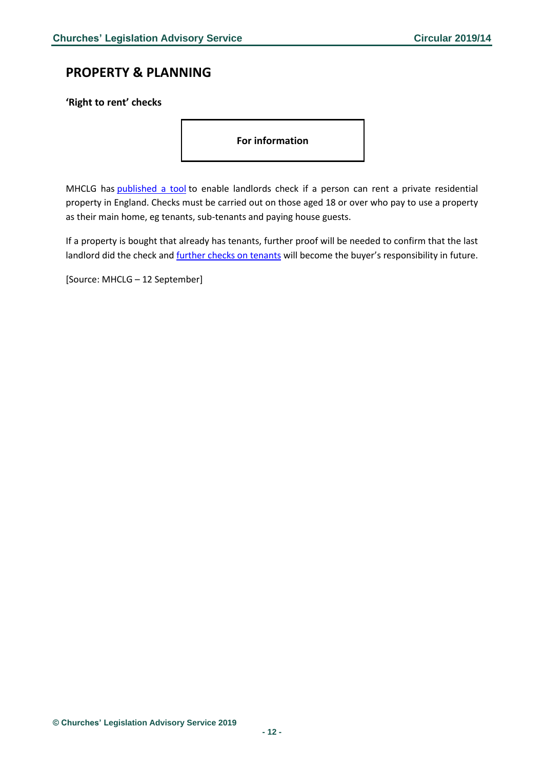## PROPERTY & PLANNING

**'Right to rent' checks**

**For information**

MHCLG has published a tool to enable landlords check if a person can rent a private residential property in England. Checks must be carried out on those aged 18 or over who pay to use a property as their main home, eg tenants, sub-tenants and paying house guests.

If a property is bought that already has tenants, further proof will be needed to confirm that the last landlord did the check and further checks on tenants will become the buyer's responsibility in future.

[Source: MHCLG – 12 September]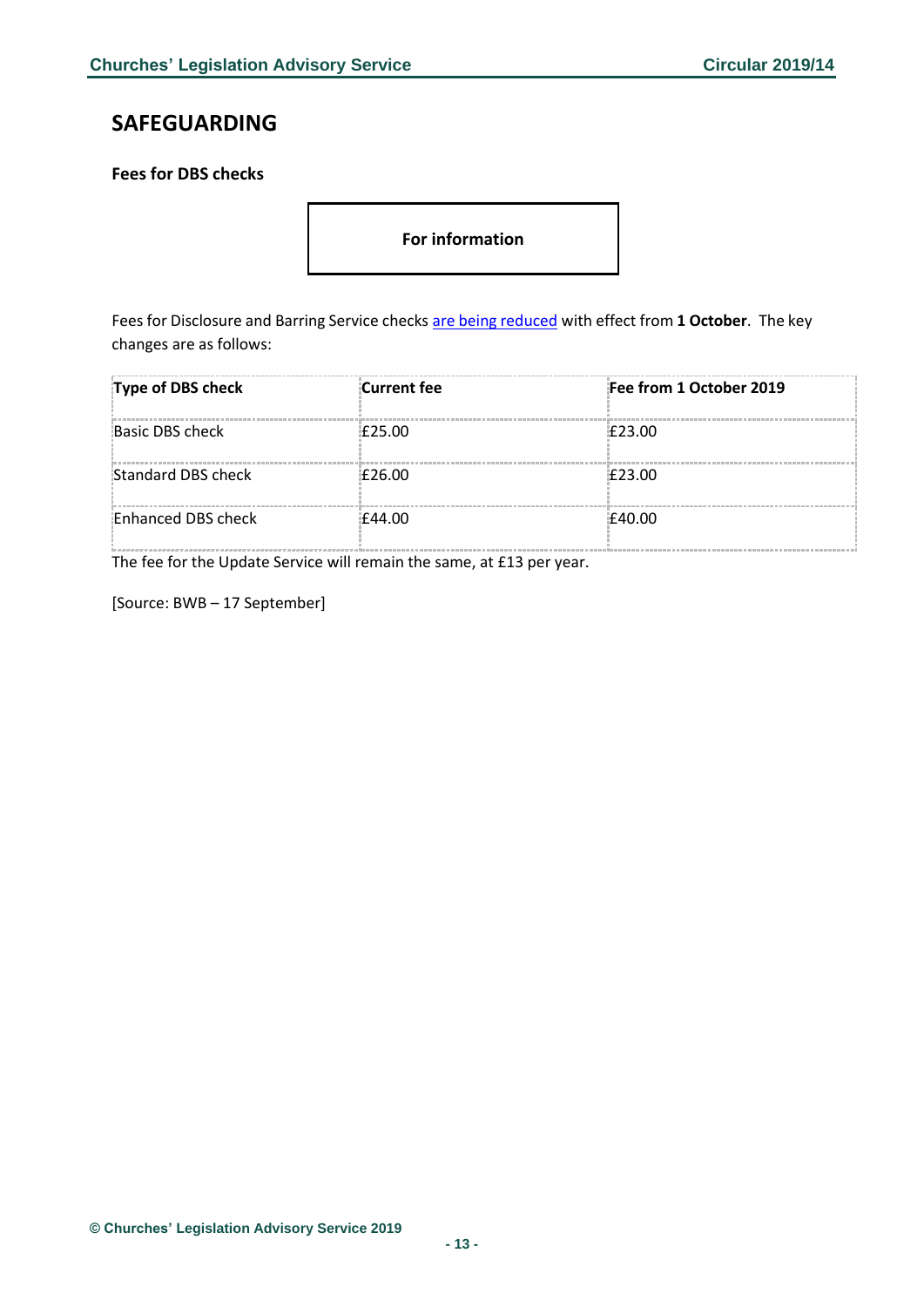## SAFEGUARDING

**Fees for DBS checks**

**For information**

Fees for Disclosure and Barring Service checks are being reduced with effect from **1 October**. The key changes are as follows:

| Type of DBS check | Current fee | Fee from 1 October 2019 |
|---|---|---|
| Basic DBS check | £25.00 | £23.00 |
| Standard DBS check | £26.00 | £23.00 |
| Enhanced DBS check | £44.00 | £40.00 |

The fee for the Update Service will remain the same, at £13 per year.

[Source: BWB – 17 September]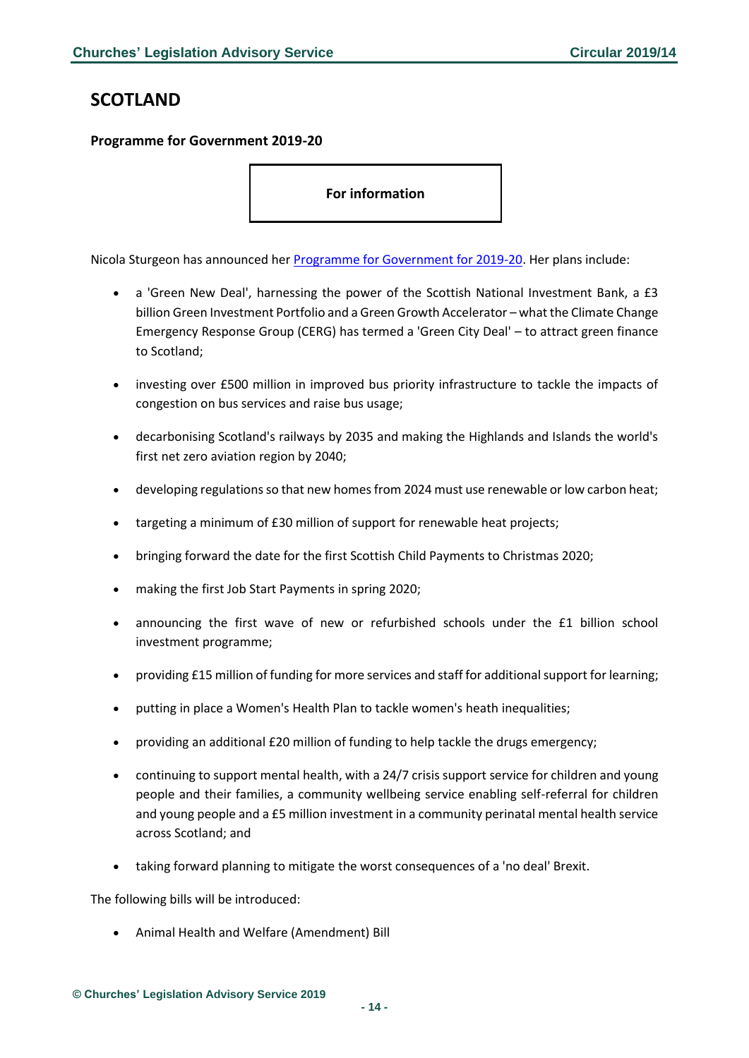## SCOTLAND

### Programme for Government 2019-20

**For information**

Nicola Sturgeon has announced her Programme for Government for 2019-20. Her plans include:

- a 'Green New Deal', harnessing the power of the Scottish National Investment Bank, a £3 billion Green Investment Portfolio and a Green Growth Accelerator – what the Climate Change Emergency Response Group (CERG) has termed a 'Green City Deal' – to attract green finance to Scotland;
- investing over £500 million in improved bus priority infrastructure to tackle the impacts of congestion on bus services and raise bus usage;
- decarbonising Scotland's railways by 2035 and making the Highlands and Islands the world's first net zero aviation region by 2040;
- developing regulations so that new homes from 2024 must use renewable or low carbon heat;
- targeting a minimum of £30 million of support for renewable heat projects;
- bringing forward the date for the first Scottish Child Payments to Christmas 2020;
- making the first Job Start Payments in spring 2020;
- announcing the first wave of new or refurbished schools under the £1 billion school investment programme;
- providing £15 million of funding for more services and staff for additional support for learning;
- putting in place a Women's Health Plan to tackle women's heath inequalities;
- providing an additional £20 million of funding to help tackle the drugs emergency;
- continuing to support mental health, with a 24/7 crisis support service for children and young people and their families, a community wellbeing service enabling self-referral for children and young people and a £5 million investment in a community perinatal mental health service across Scotland; and
- taking forward planning to mitigate the worst consequences of a 'no deal' Brexit.

The following bills will be introduced:

- Animal Health and Welfare (Amendment) Bill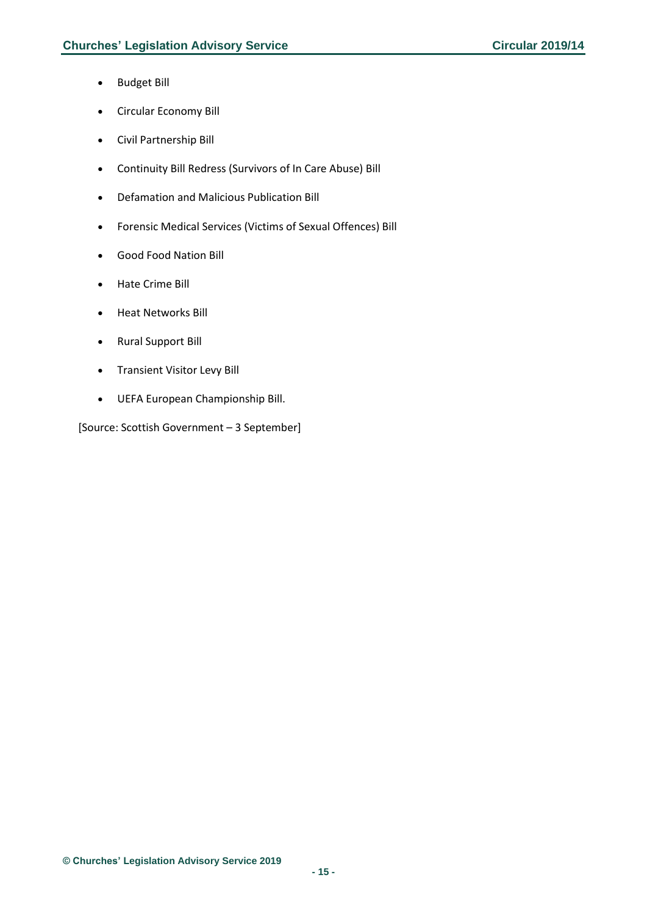- Budget Bill
- Circular Economy Bill
- Civil Partnership Bill
- Continuity Bill Redress (Survivors of In Care Abuse) Bill
- Defamation and Malicious Publication Bill
- Forensic Medical Services (Victims of Sexual Offences) Bill
- Good Food Nation Bill
- Hate Crime Bill
- Heat Networks Bill
- Rural Support Bill
- Transient Visitor Levy Bill
- UEFA European Championship Bill.

[Source: Scottish Government – 3 September]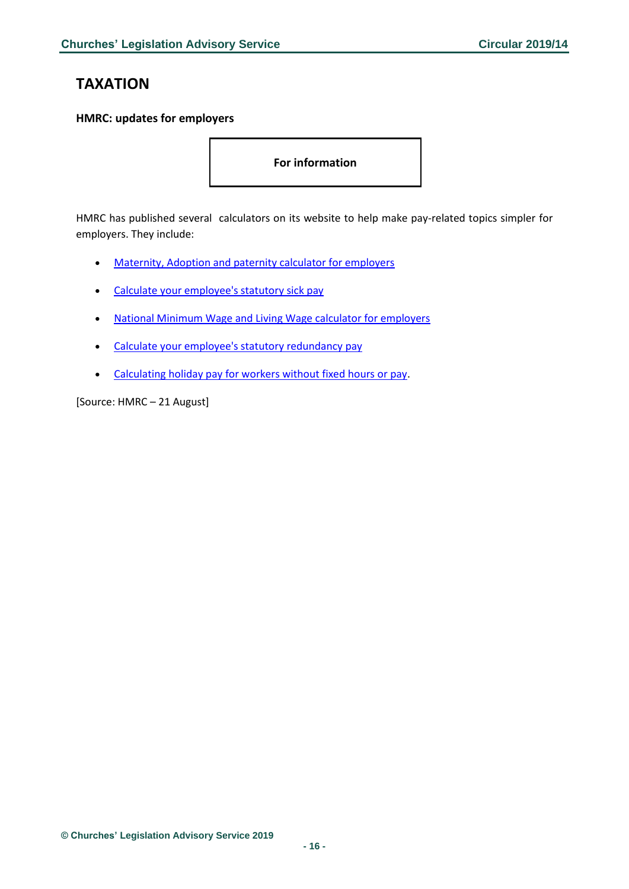# TAXATION

### HMRC: updates for employers

**For information**

HMRC has published several calculators on its website to help make pay-related topics simpler for employers. They include:

- Maternity, Adoption and paternity calculator for employers
- Calculate your employee's statutory sick pay
- National Minimum Wage and Living Wage calculator for employers
- Calculate your employee's statutory redundancy pay
- Calculating holiday pay for workers without fixed hours or pay.

[Source: HMRC – 21 August]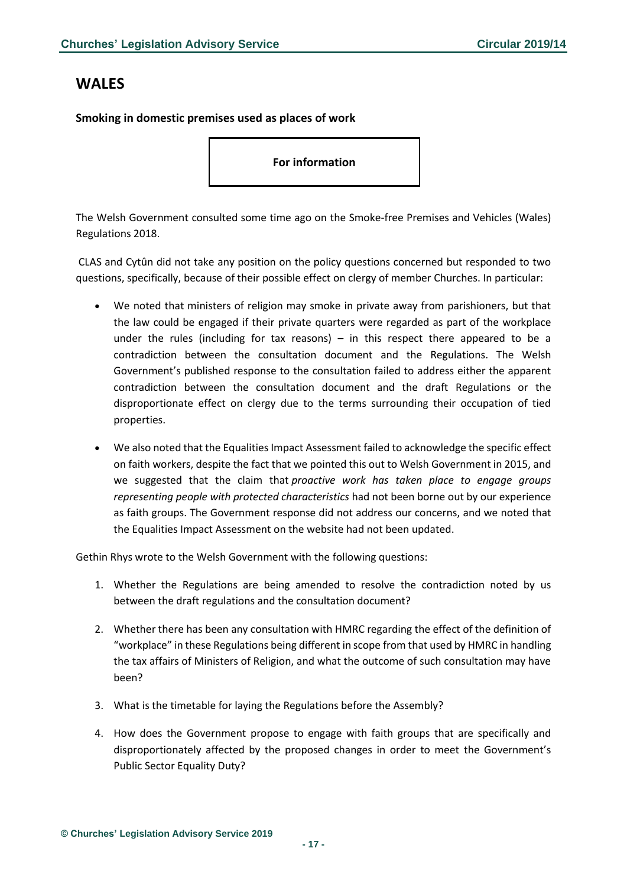## WALES

**Smoking in domestic premises used as places of work**

**For information**

The Welsh Government consulted some time ago on the Smoke-free Premises and Vehicles (Wales) Regulations 2018.

CLAS and Cytûn did not take any position on the policy questions concerned but responded to two questions, specifically, because of their possible effect on clergy of member Churches. In particular:

- We noted that ministers of religion may smoke in private away from parishioners, but that the law could be engaged if their private quarters were regarded as part of the workplace under the rules (including for tax reasons) – in this respect there appeared to be a contradiction between the consultation document and the Regulations. The Welsh Government's published response to the consultation failed to address either the apparent contradiction between the consultation document and the draft Regulations or the disproportionate effect on clergy due to the terms surrounding their occupation of tied properties.
- We also noted that the Equalities Impact Assessment failed to acknowledge the specific effect on faith workers, despite the fact that we pointed this out to Welsh Government in 2015, and we suggested that the claim that *proactive work has taken place to engage groups representing people with protected characteristics* had not been borne out by our experience as faith groups. The Government response did not address our concerns, and we noted that the Equalities Impact Assessment on the website had not been updated.

Gethin Rhys wrote to the Welsh Government with the following questions:

1. Whether the Regulations are being amended to resolve the contradiction noted by us between the draft regulations and the consultation document?
2. Whether there has been any consultation with HMRC regarding the effect of the definition of "workplace" in these Regulations being different in scope from that used by HMRC in handling the tax affairs of Ministers of Religion, and what the outcome of such consultation may have been?
3. What is the timetable for laying the Regulations before the Assembly?
4. How does the Government propose to engage with faith groups that are specifically and disproportionately affected by the proposed changes in order to meet the Government's Public Sector Equality Duty?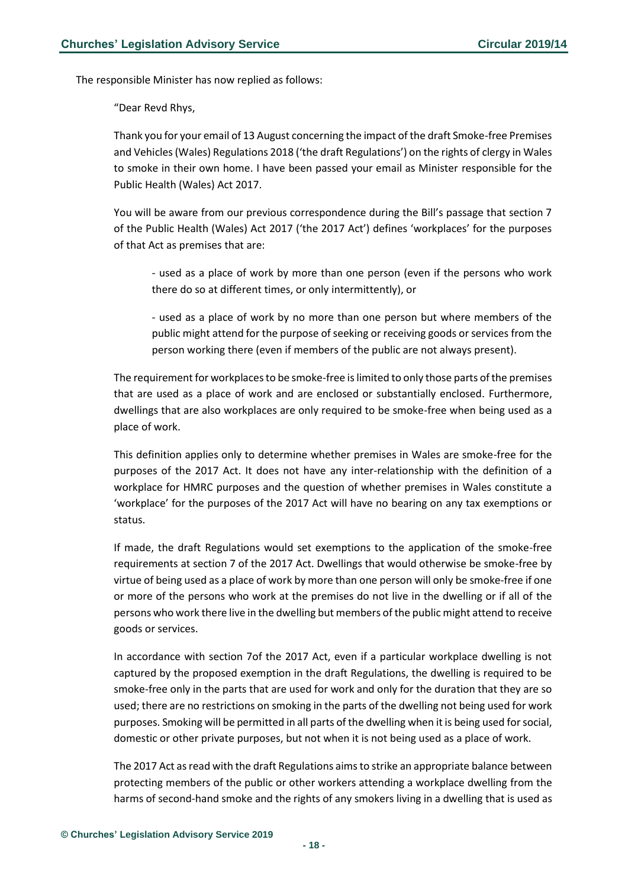The responsible Minister has now replied as follows:

> "Dear Revd Rhys,
>
> Thank you for your email of 13 August concerning the impact of the draft Smoke-free Premises and Vehicles (Wales) Regulations 2018 ('the draft Regulations') on the rights of clergy in Wales to smoke in their own home. I have been passed your email as Minister responsible for the Public Health (Wales) Act 2017.
>
> You will be aware from our previous correspondence during the Bill's passage that section 7 of the Public Health (Wales) Act 2017 ('the 2017 Act') defines 'workplaces' for the purposes of that Act as premises that are:
>
> > - used as a place of work by more than one person (even if the persons who work there do so at different times, or only intermittently), or
> >
> > - used as a place of work by no more than one person but where members of the public might attend for the purpose of seeking or receiving goods or services from the person working there (even if members of the public are not always present).
>
> The requirement for workplaces to be smoke-free is limited to only those parts of the premises that are used as a place of work and are enclosed or substantially enclosed. Furthermore, dwellings that are also workplaces are only required to be smoke-free when being used as a place of work.
>
> This definition applies only to determine whether premises in Wales are smoke-free for the purposes of the 2017 Act. It does not have any inter-relationship with the definition of a workplace for HMRC purposes and the question of whether premises in Wales constitute a 'workplace' for the purposes of the 2017 Act will have no bearing on any tax exemptions or status.
>
> If made, the draft Regulations would set exemptions to the application of the smoke-free requirements at section 7 of the 2017 Act. Dwellings that would otherwise be smoke-free by virtue of being used as a place of work by more than one person will only be smoke-free if one or more of the persons who work at the premises do not live in the dwelling or if all of the persons who work there live in the dwelling but members of the public might attend to receive goods or services.
>
> In accordance with section 7of the 2017 Act, even if a particular workplace dwelling is not captured by the proposed exemption in the draft Regulations, the dwelling is required to be smoke-free only in the parts that are used for work and only for the duration that they are so used; there are no restrictions on smoking in the parts of the dwelling not being used for work purposes. Smoking will be permitted in all parts of the dwelling when it is being used for social, domestic or other private purposes, but not when it is not being used as a place of work.
>
> The 2017 Act as read with the draft Regulations aims to strike an appropriate balance between protecting members of the public or other workers attending a workplace dwelling from the harms of second-hand smoke and the rights of any smokers living in a dwelling that is used as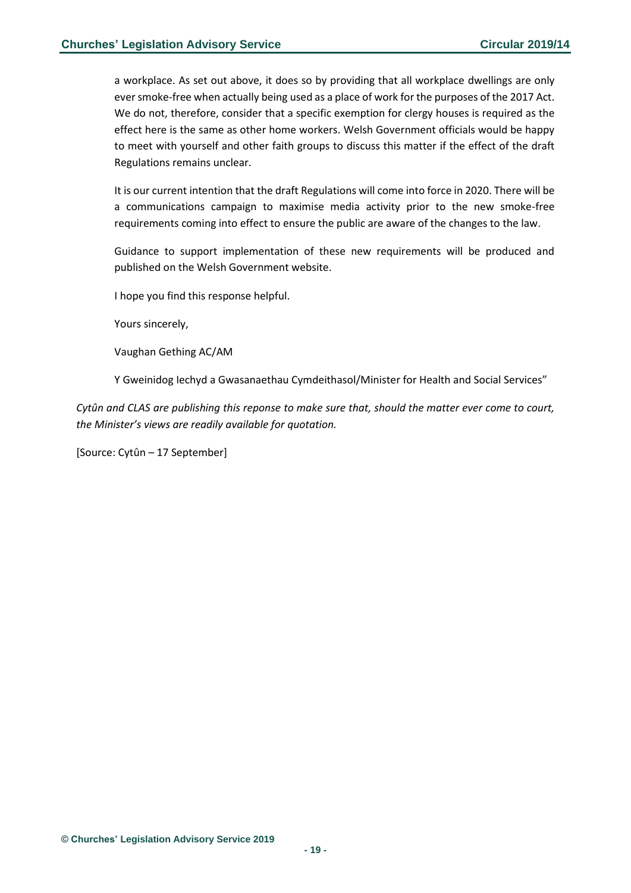a workplace. As set out above, it does so by providing that all workplace dwellings are only ever smoke-free when actually being used as a place of work for the purposes of the 2017 Act. We do not, therefore, consider that a specific exemption for clergy houses is required as the effect here is the same as other home workers. Welsh Government officials would be happy to meet with yourself and other faith groups to discuss this matter if the effect of the draft Regulations remains unclear.

It is our current intention that the draft Regulations will come into force in 2020. There will be a communications campaign to maximise media activity prior to the new smoke-free requirements coming into effect to ensure the public are aware of the changes to the law.

Guidance to support implementation of these new requirements will be produced and published on the Welsh Government website.

I hope you find this response helpful.

Yours sincerely,

Vaughan Gething AC/AM

Y Gweinidog Iechyd a Gwasanaethau Cymdeithasol/Minister for Health and Social Services"

*Cytûn and CLAS are publishing this reponse to make sure that, should the matter ever come to court, the Minister's views are readily available for quotation.*

[Source: Cytûn – 17 September]